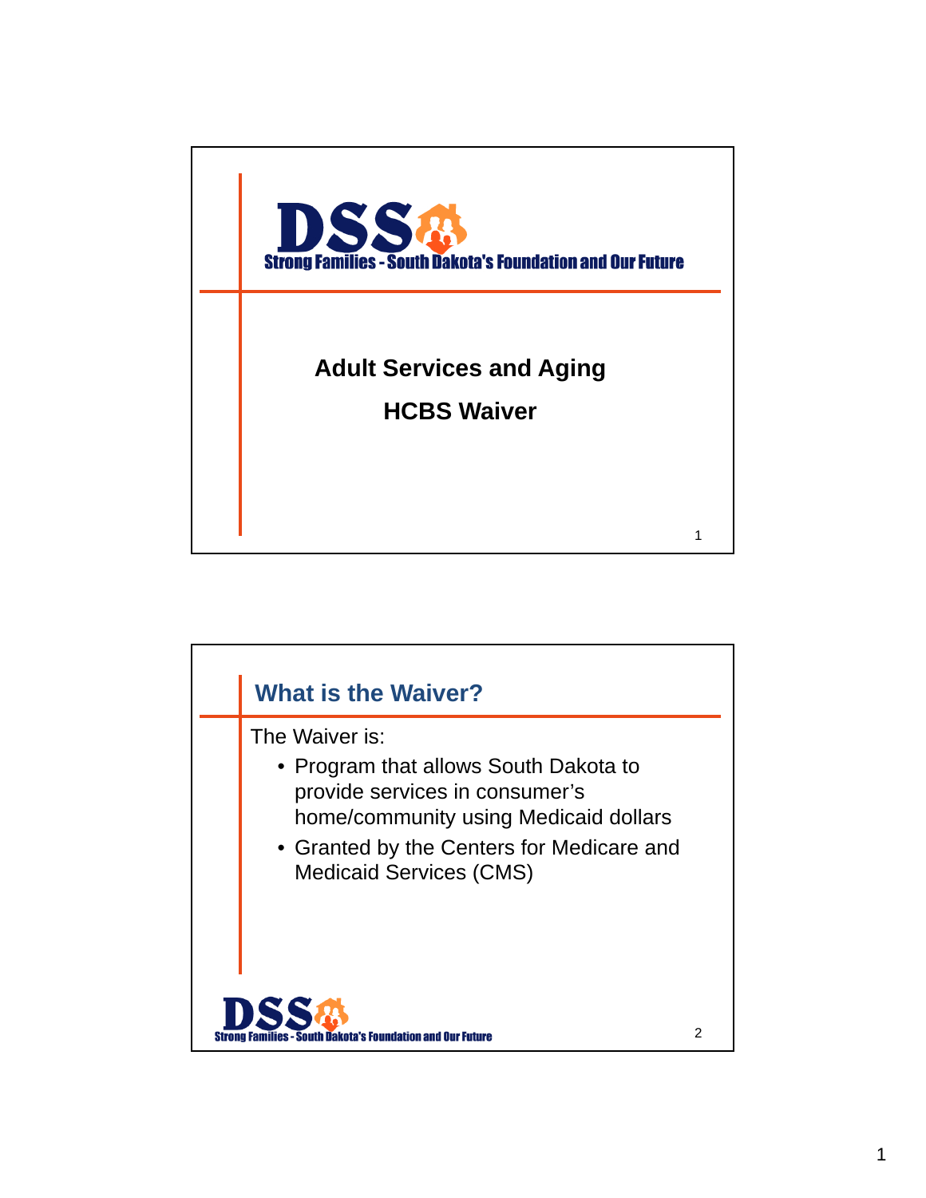DSS

Strong Families - South Dakota's Foundation and Our Future

# Adult Services and Aging

# HCBS Waiver

## What is the Waiver?

The Waiver is:

- Program that allows South Dakota to provide services in consumer's home/community using Medicaid dollars
- Granted by the Centers for Medicare and Medicaid Services (CMS)

DSS

Strong Families - South Dakota's Foundation and Our Future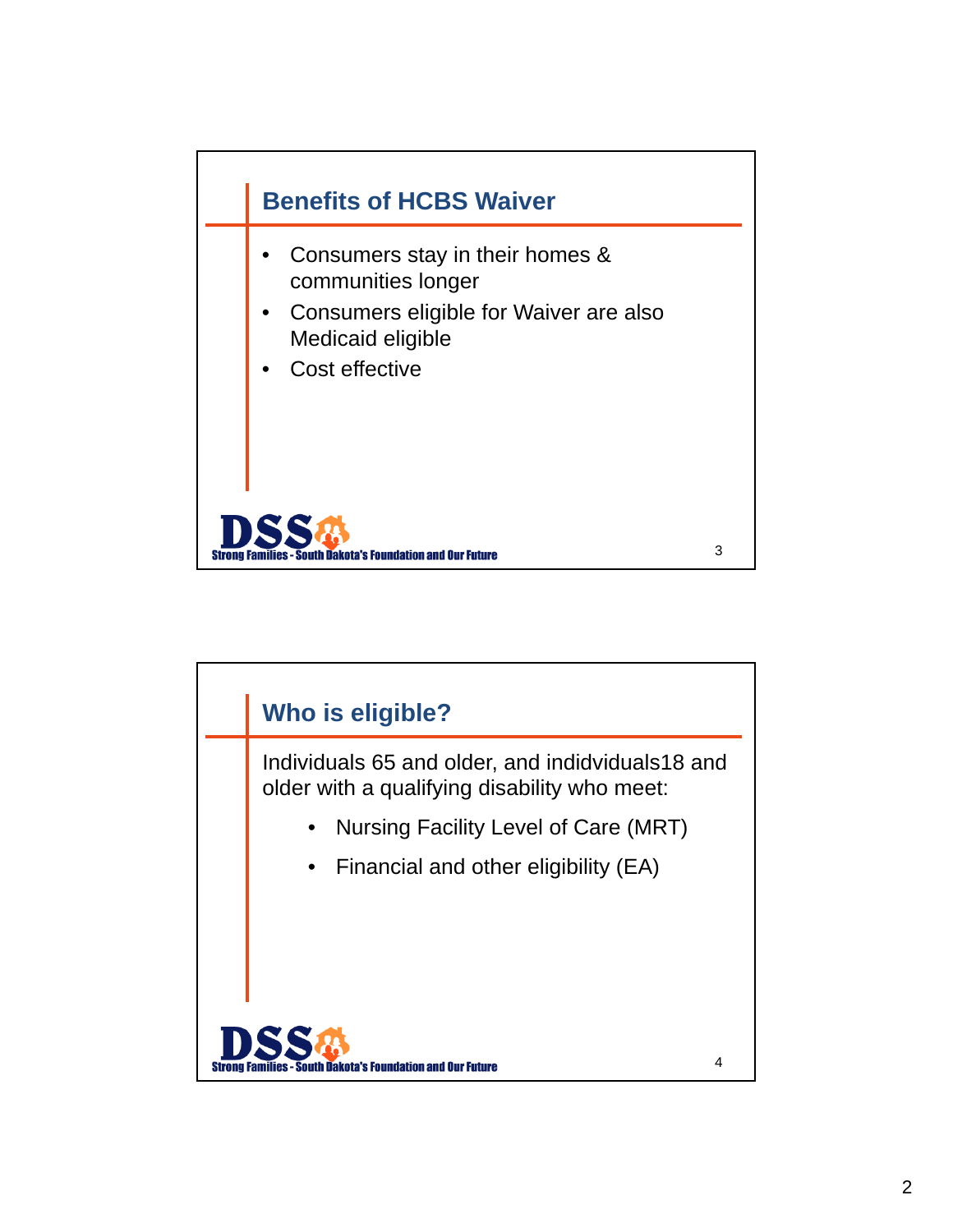## Benefits of HCBS Waiver

- Consumers stay in their homes & communities longer
- Consumers eligible for Waiver are also Medicaid eligible
- Cost effective

DSS
Strong Families - South Dakota's Foundation and Our Future

## Who is eligible?

Individuals 65 and older, and indidviduals18 and older with a qualifying disability who meet:

- Nursing Facility Level of Care (MRT)
- Financial and other eligibility (EA)

DSS
Strong Families - South Dakota's Foundation and Our Future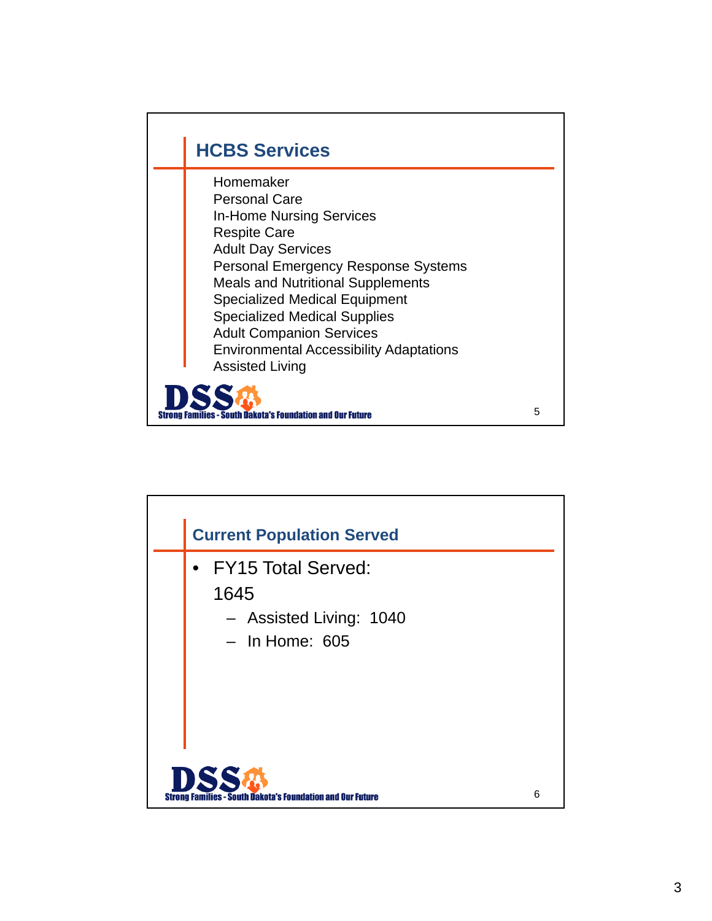## HCBS Services

Homemaker
Personal Care
In-Home Nursing Services
Respite Care
Adult Day Services
Personal Emergency Response Systems
Meals and Nutritional Supplements
Specialized Medical Equipment
Specialized Medical Supplies
Adult Companion Services
Environmental Accessibility Adaptations
Assisted Living

DSS
Strong Families - South Dakota's Foundation and Our Future

## Current Population Served

- FY15 Total Served: 1645
  - Assisted Living: 1040
  - In Home: 605

DSS
Strong Families - South Dakota's Foundation and Our Future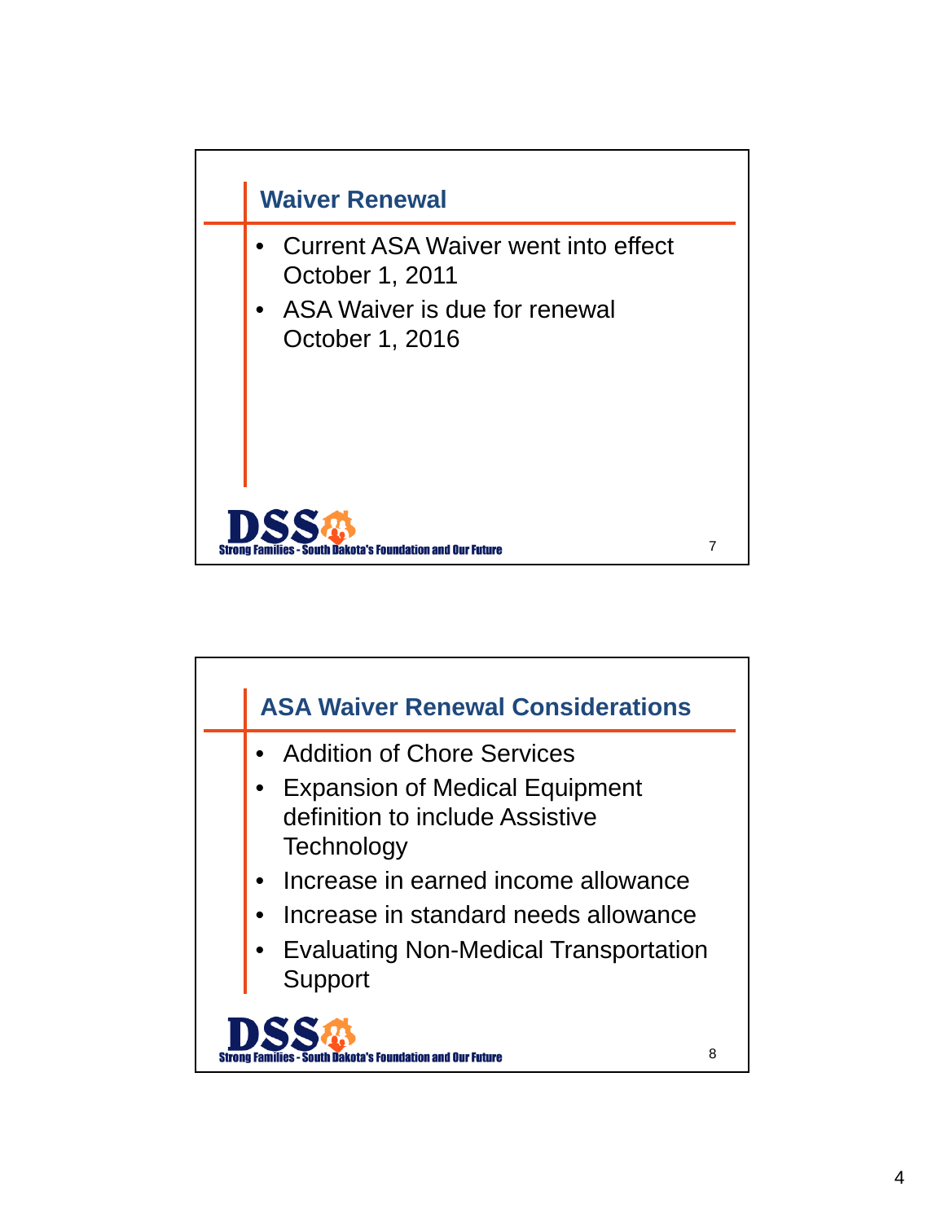## Waiver Renewal

- Current ASA Waiver went into effect October 1, 2011
- ASA Waiver is due for renewal October 1, 2016

DSS Strong Families - South Dakota's Foundation and Our Future

## ASA Waiver Renewal Considerations

- Addition of Chore Services
- Expansion of Medical Equipment definition to include Assistive Technology
- Increase in earned income allowance
- Increase in standard needs allowance
- Evaluating Non-Medical Transportation Support

DSS Strong Families - South Dakota's Foundation and Our Future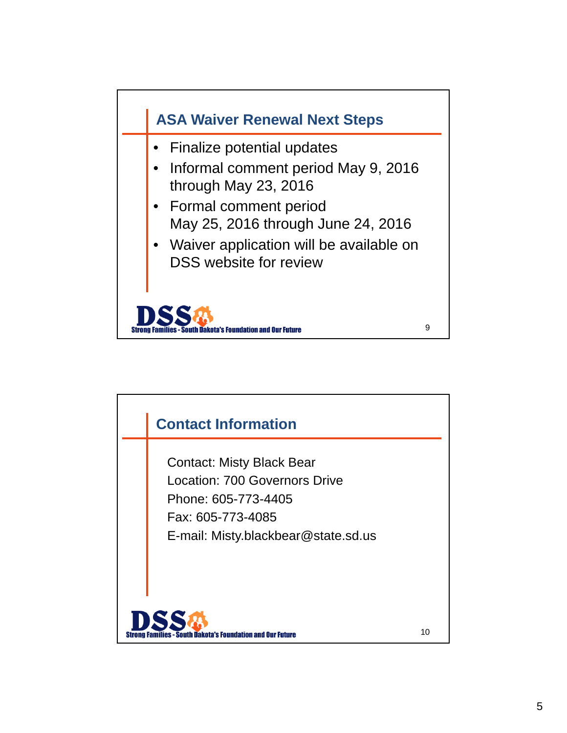## ASA Waiver Renewal Next Steps

- Finalize potential updates
- Informal comment period May 9, 2016 through May 23, 2016
- Formal comment period May 25, 2016 through June 24, 2016
- Waiver application will be available on DSS website for review

DSS
Strong Families - South Dakota's Foundation and Our Future

## Contact Information

Contact: Misty Black Bear
Location: 700 Governors Drive
Phone: 605-773-4405
Fax: 605-773-4085
E-mail: Misty.blackbear@state.sd.us

DSS
Strong Families - South Dakota's Foundation and Our Future